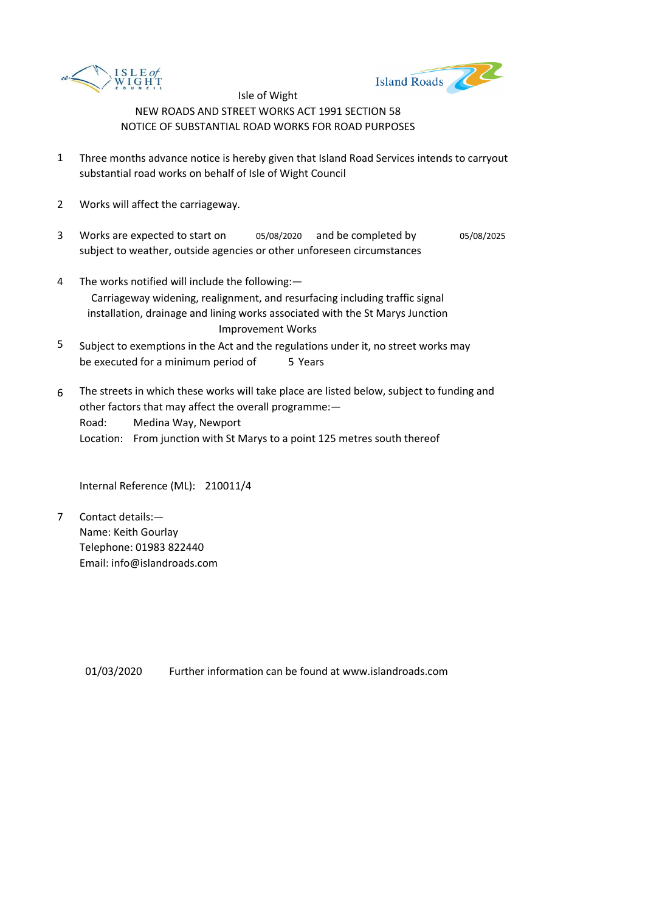Isle of Wight

NEW ROADS AND STREET WORKS ACT 1991 SECTION 58

NOTICE OF SUBSTANTIAL ROAD WORKS FOR ROAD PURPOSES

1. Three months advance notice is hereby given that Island Road Services intends to carryout substantial road works on behalf of Isle of Wight Council

2. Works will affect the carriageway.

3. Works are expected to start on 05/08/2020 and be completed by 05/08/2025 subject to weather, outside agencies or other unforeseen circumstances

4. The works notified will include the following:—
   Carriageway widening, realignment, and resurfacing including traffic signal installation, drainage and lining works associated with the St Marys Junction Improvement Works

5. Subject to exemptions in the Act and the regulations under it, no street works may be executed for a minimum period of 5 Years

6. The streets in which these works will take place are listed below, subject to funding and other factors that may affect the overall programme:—
   Road: Medina Way, Newport
   Location: From junction with St Marys to a point 125 metres south thereof

   Internal Reference (ML): 210011/4

7. Contact details:—
   Name: Keith Gourlay
   Telephone: 01983 822440
   Email: info@islandroads.com

01/03/2020 Further information can be found at www.islandroads.com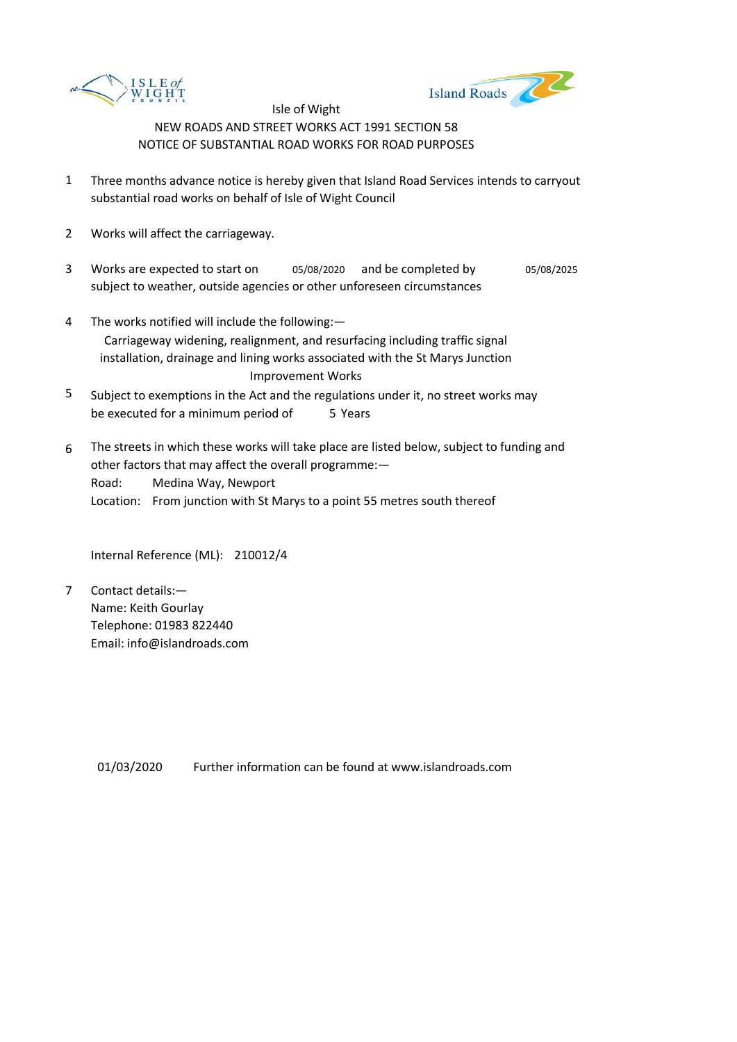Isle of Wight

NEW ROADS AND STREET WORKS ACT 1991 SECTION 58

NOTICE OF SUBSTANTIAL ROAD WORKS FOR ROAD PURPOSES

1. Three months advance notice is hereby given that Island Road Services intends to carryout substantial road works on behalf of Isle of Wight Council

2. Works will affect the carriageway.

3. Works are expected to start on 05/08/2020 and be completed by 05/08/2025 subject to weather, outside agencies or other unforeseen circumstances

4. The works notified will include the following:—

   Carriageway widening, realignment, and resurfacing including traffic signal installation, drainage and lining works associated with the St Marys Junction Improvement Works

5. Subject to exemptions in the Act and the regulations under it, no street works may be executed for a minimum period of 5 Years

6. The streets in which these works will take place are listed below, subject to funding and other factors that may affect the overall programme:—

   Road: Medina Way, Newport

   Location: From junction with St Marys to a point 55 metres south thereof

   Internal Reference (ML): 210012/4

7. Contact details:—

   Name: Keith Gourlay

   Telephone: 01983 822440

   Email: info@islandroads.com

01/03/2020 Further information can be found at www.islandroads.com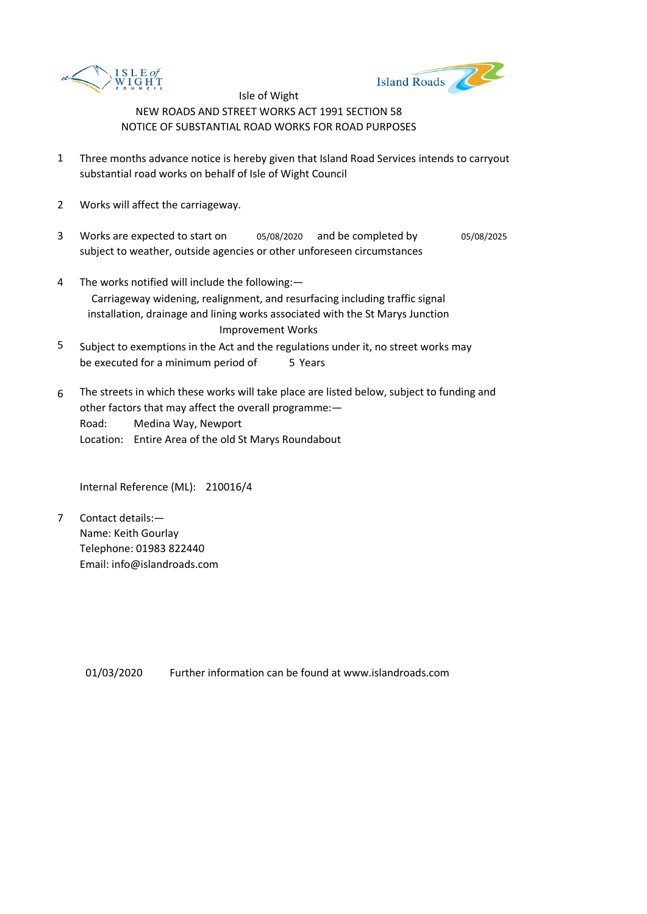Isle of Wight

NEW ROADS AND STREET WORKS ACT 1991 SECTION 58

NOTICE OF SUBSTANTIAL ROAD WORKS FOR ROAD PURPOSES

1. Three months advance notice is hereby given that Island Road Services intends to carryout substantial road works on behalf of Isle of Wight Council

2. Works will affect the carriageway.

3. Works are expected to start on 05/08/2020 and be completed by 05/08/2025 subject to weather, outside agencies or other unforeseen circumstances

4. The works notified will include the following:—
   Carriageway widening, realignment, and resurfacing including traffic signal installation, drainage and lining works associated with the St Marys Junction Improvement Works

5. Subject to exemptions in the Act and the regulations under it, no street works may be executed for a minimum period of 5 Years

6. The streets in which these works will take place are listed below, subject to funding and other factors that may affect the overall programme:—
   Road: Medina Way, Newport
   Location: Entire Area of the old St Marys Roundabout

   Internal Reference (ML): 210016/4

7. Contact details:—
   Name: Keith Gourlay
   Telephone: 01983 822440
   Email: info@islandroads.com

01/03/2020 Further information can be found at www.islandroads.com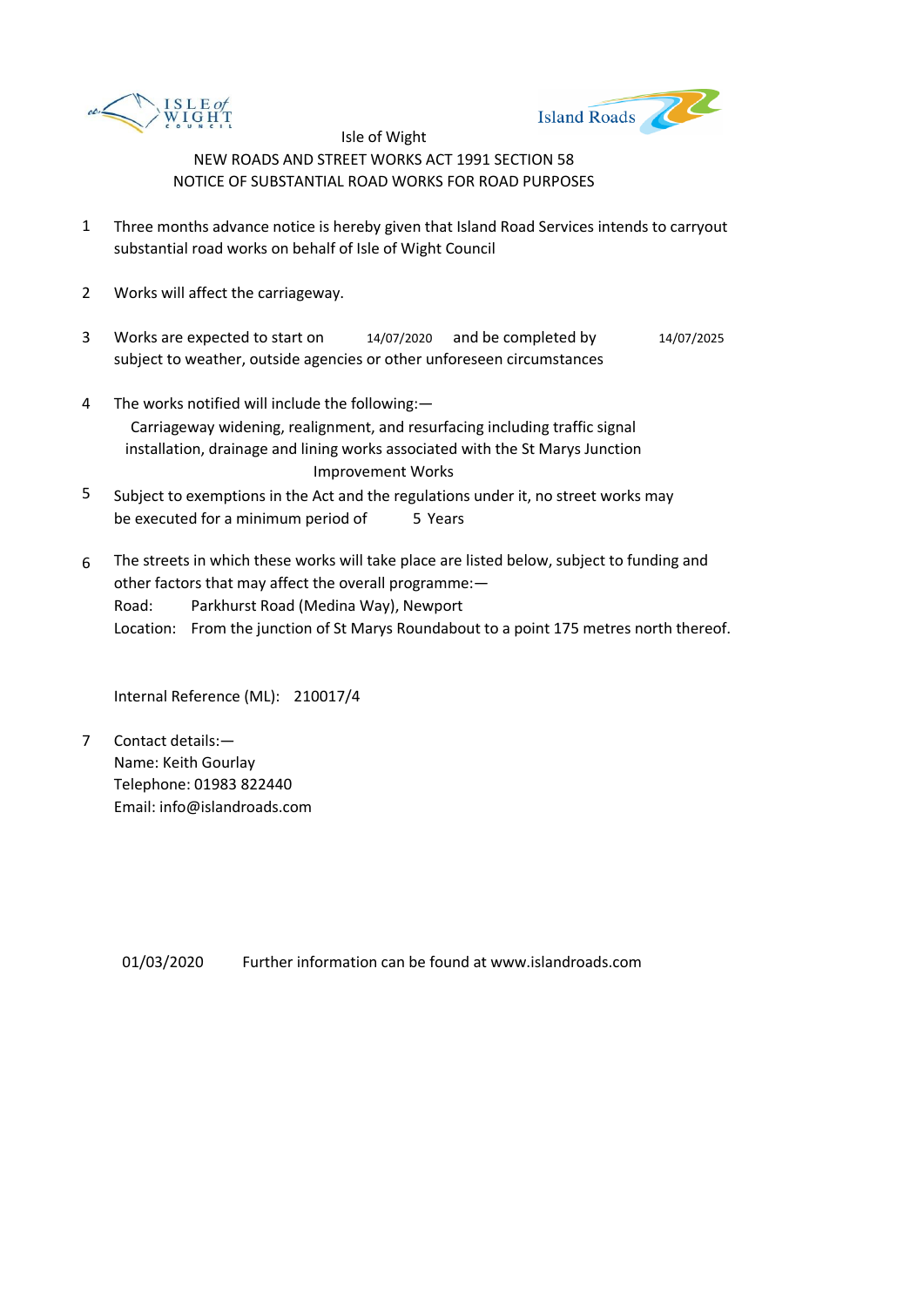Isle of Wight

NEW ROADS AND STREET WORKS ACT 1991 SECTION 58

NOTICE OF SUBSTANTIAL ROAD WORKS FOR ROAD PURPOSES

1 Three months advance notice is hereby given that Island Road Services intends to carryout substantial road works on behalf of Isle of Wight Council

2 Works will affect the carriageway.

3 Works are expected to start on 14/07/2020 and be completed by 14/07/2025 subject to weather, outside agencies or other unforeseen circumstances

4 The works notified will include the following:—
Carriageway widening, realignment, and resurfacing including traffic signal installation, drainage and lining works associated with the St Marys Junction Improvement Works

5 Subject to exemptions in the Act and the regulations under it, no street works may be executed for a minimum period of 5 Years

6 The streets in which these works will take place are listed below, subject to funding and other factors that may affect the overall programme:—
Road: Parkhurst Road (Medina Way), Newport
Location: From the junction of St Marys Roundabout to a point 175 metres north thereof.

Internal Reference (ML): 210017/4

7 Contact details:—
Name: Keith Gourlay
Telephone: 01983 822440
Email: info@islandroads.com

01/03/2020 Further information can be found at www.islandroads.com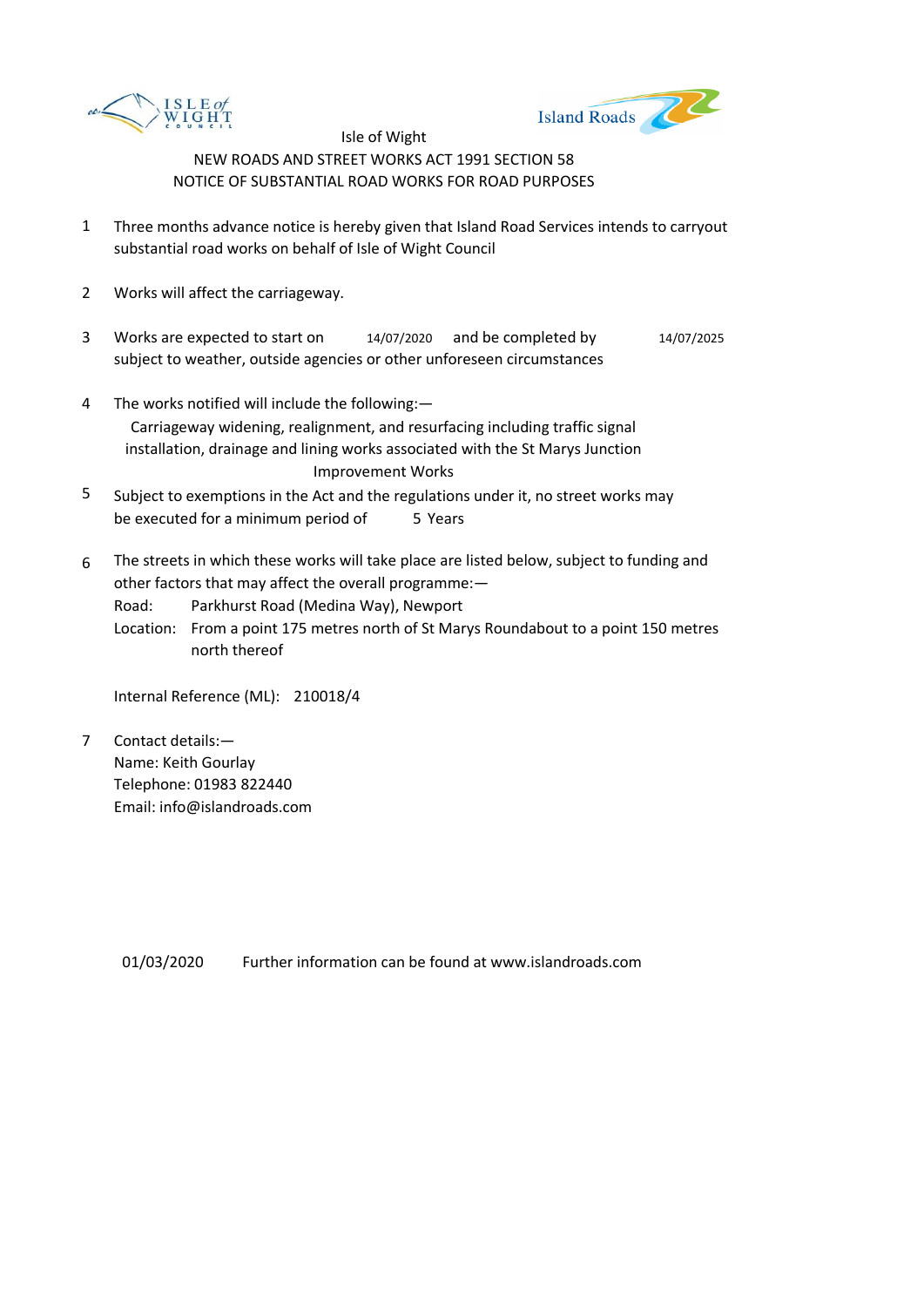ISLE of WIGHT COUNCIL

Island Roads

Isle of Wight

NEW ROADS AND STREET WORKS ACT 1991 SECTION 58

NOTICE OF SUBSTANTIAL ROAD WORKS FOR ROAD PURPOSES

1. Three months advance notice is hereby given that Island Road Services intends to carryout substantial road works on behalf of Isle of Wight Council

2. Works will affect the carriageway.

3. Works are expected to start on 14/07/2020 and be completed by 14/07/2025 subject to weather, outside agencies or other unforeseen circumstances

4. The works notified will include the following:—
   Carriageway widening, realignment, and resurfacing including traffic signal installation, drainage and lining works associated with the St Marys Junction Improvement Works

5. Subject to exemptions in the Act and the regulations under it, no street works may be executed for a minimum period of 5 Years

6. The streets in which these works will take place are listed below, subject to funding and other factors that may affect the overall programme:—
   Road: Parkhurst Road (Medina Way), Newport
   Location: From a point 175 metres north of St Marys Roundabout to a point 150 metres north thereof

   Internal Reference (ML): 210018/4

7. Contact details:—
   Name: Keith Gourlay
   Telephone: 01983 822440
   Email: info@islandroads.com

01/03/2020 Further information can be found at www.islandroads.com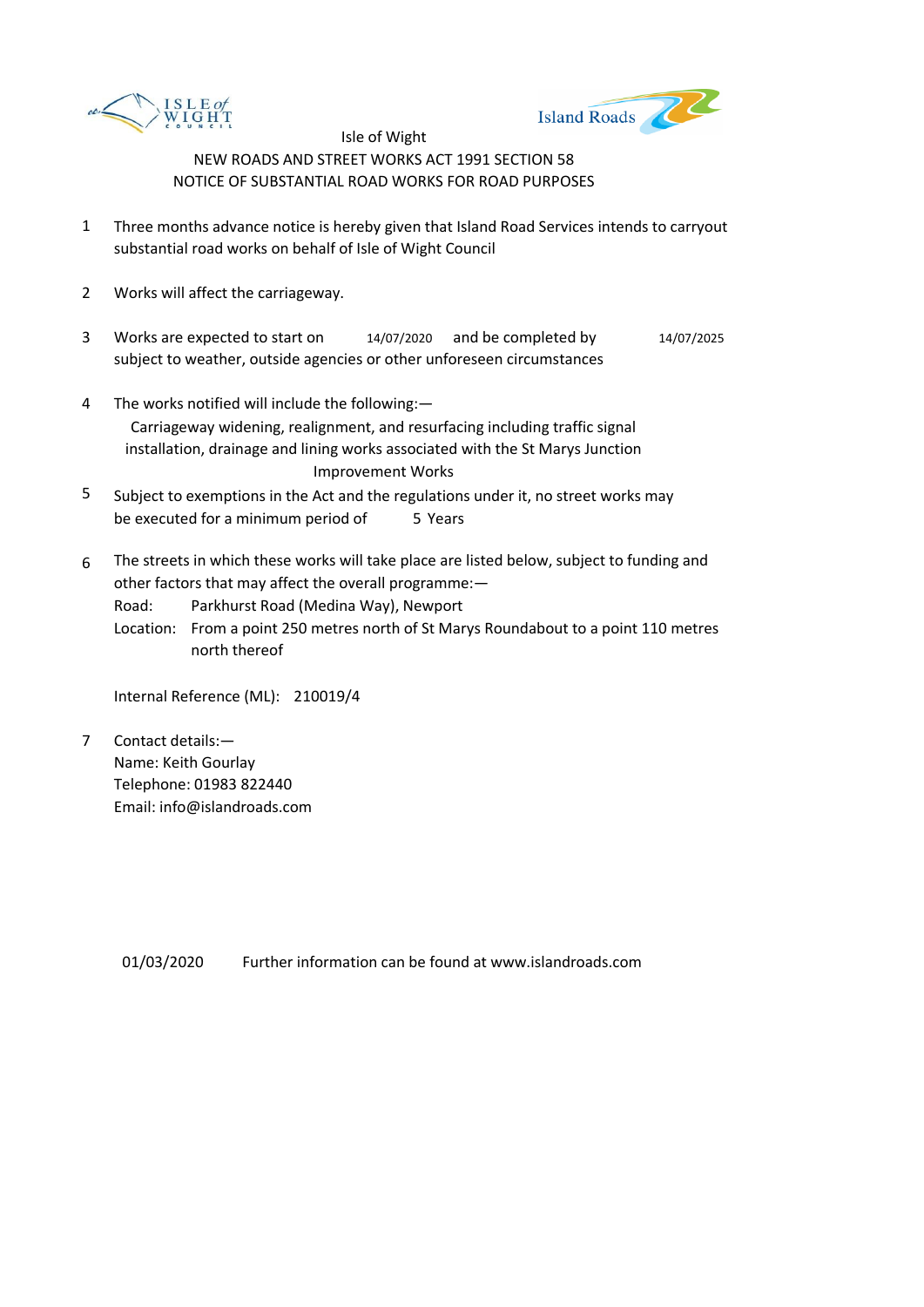Isle of Wight

NEW ROADS AND STREET WORKS ACT 1991 SECTION 58

NOTICE OF SUBSTANTIAL ROAD WORKS FOR ROAD PURPOSES

1. Three months advance notice is hereby given that Island Road Services intends to carryout substantial road works on behalf of Isle of Wight Council

2. Works will affect the carriageway.

3. Works are expected to start on 14/07/2020 and be completed by 14/07/2025 subject to weather, outside agencies or other unforeseen circumstances

4. The works notified will include the following:—
   Carriageway widening, realignment, and resurfacing including traffic signal installation, drainage and lining works associated with the St Marys Junction Improvement Works

5. Subject to exemptions in the Act and the regulations under it, no street works may be executed for a minimum period of 5 Years

6. The streets in which these works will take place are listed below, subject to funding and other factors that may affect the overall programme:—
   Road: Parkhurst Road (Medina Way), Newport
   Location: From a point 250 metres north of St Marys Roundabout to a point 110 metres north thereof

   Internal Reference (ML): 210019/4

7. Contact details:—
   Name: Keith Gourlay
   Telephone: 01983 822440
   Email: info@islandroads.com

01/03/2020 Further information can be found at www.islandroads.com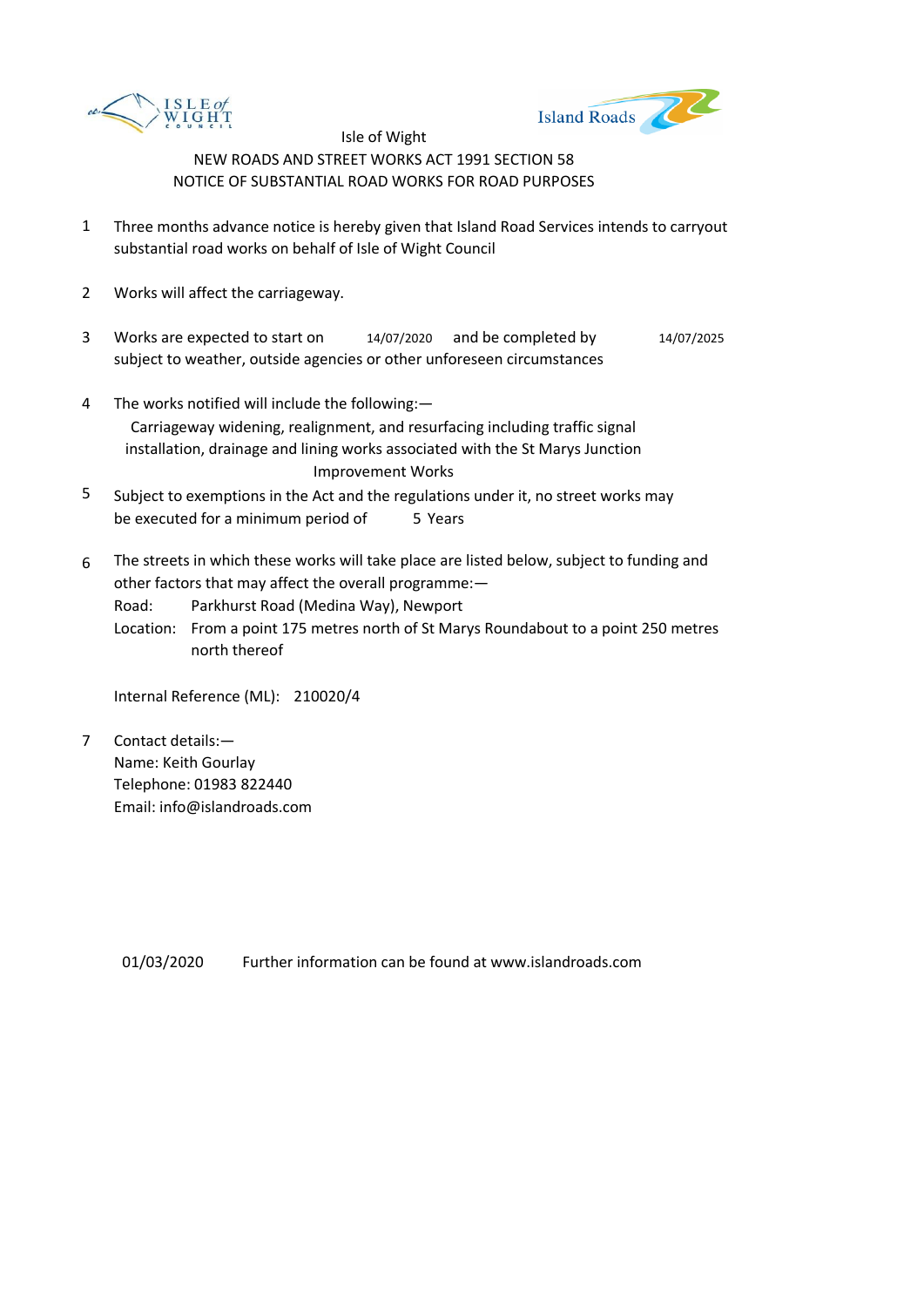Isle of Wight

NEW ROADS AND STREET WORKS ACT 1991 SECTION 58

NOTICE OF SUBSTANTIAL ROAD WORKS FOR ROAD PURPOSES

1. Three months advance notice is hereby given that Island Road Services intends to carryout substantial road works on behalf of Isle of Wight Council

2. Works will affect the carriageway.

3. Works are expected to start on 14/07/2020 and be completed by 14/07/2025 subject to weather, outside agencies or other unforeseen circumstances

4. The works notified will include the following:—
   Carriageway widening, realignment, and resurfacing including traffic signal installation, drainage and lining works associated with the St Marys Junction Improvement Works

5. Subject to exemptions in the Act and the regulations under it, no street works may be executed for a minimum period of 5 Years

6. The streets in which these works will take place are listed below, subject to funding and other factors that may affect the overall programme:—
   Road: Parkhurst Road (Medina Way), Newport
   Location: From a point 175 metres north of St Marys Roundabout to a point 250 metres north thereof

   Internal Reference (ML): 210020/4

7. Contact details:—
   Name: Keith Gourlay
   Telephone: 01983 822440
   Email: info@islandroads.com

01/03/2020 Further information can be found at www.islandroads.com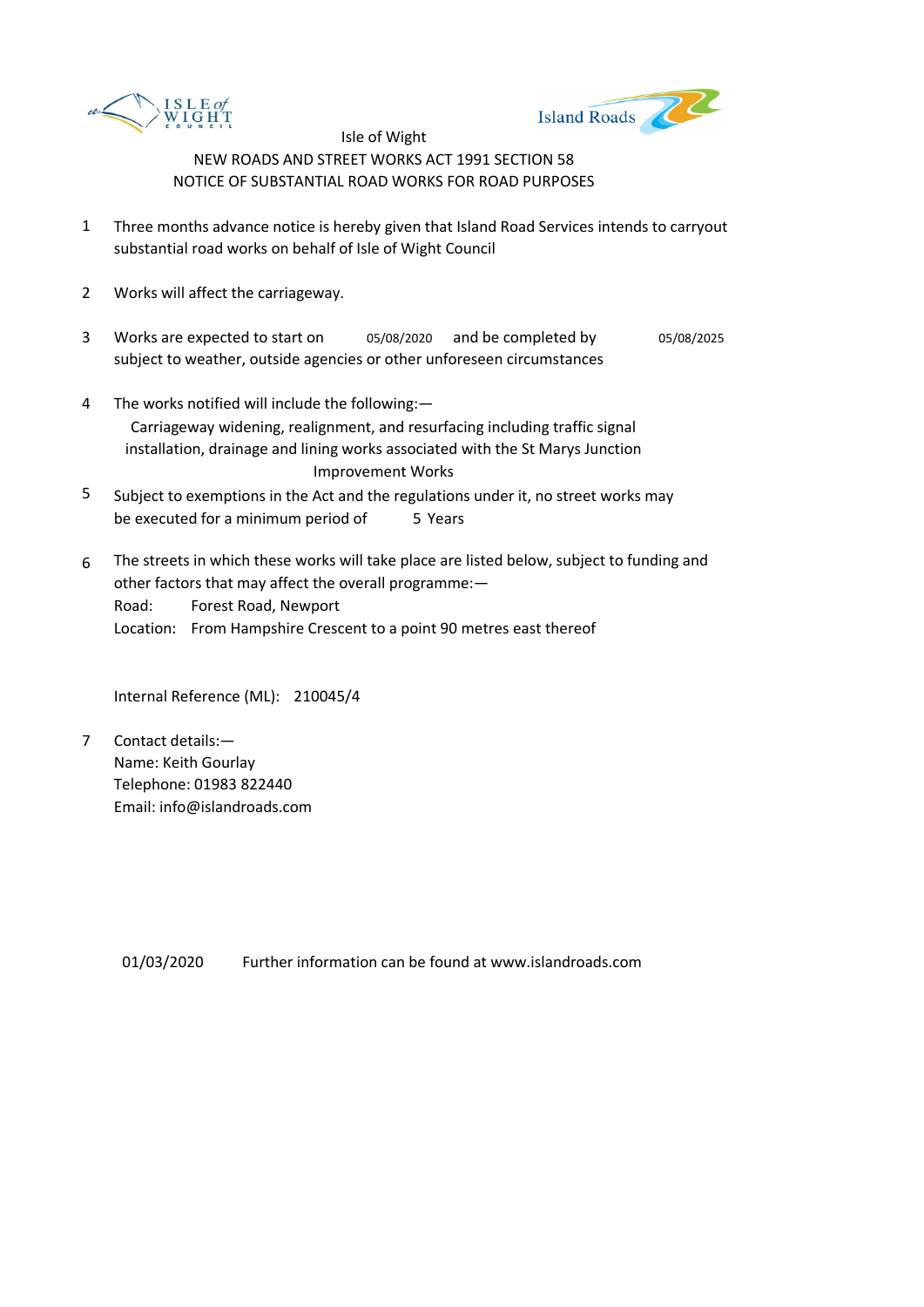Isle of Wight

NEW ROADS AND STREET WORKS ACT 1991 SECTION 58

NOTICE OF SUBSTANTIAL ROAD WORKS FOR ROAD PURPOSES

1. Three months advance notice is hereby given that Island Road Services intends to carryout substantial road works on behalf of Isle of Wight Council

2. Works will affect the carriageway.

3. Works are expected to start on 05/08/2020 and be completed by 05/08/2025 subject to weather, outside agencies or other unforeseen circumstances

4. The works notified will include the following:—
   Carriageway widening, realignment, and resurfacing including traffic signal installation, drainage and lining works associated with the St Marys Junction Improvement Works

5. Subject to exemptions in the Act and the regulations under it, no street works may be executed for a minimum period of 5 Years

6. The streets in which these works will take place are listed below, subject to funding and other factors that may affect the overall programme:—
   Road: Forest Road, Newport
   Location: From Hampshire Crescent to a point 90 metres east thereof

   Internal Reference (ML): 210045/4

7. Contact details:—
   Name: Keith Gourlay
   Telephone: 01983 822440
   Email: info@islandroads.com

01/03/2020 Further information can be found at www.islandroads.com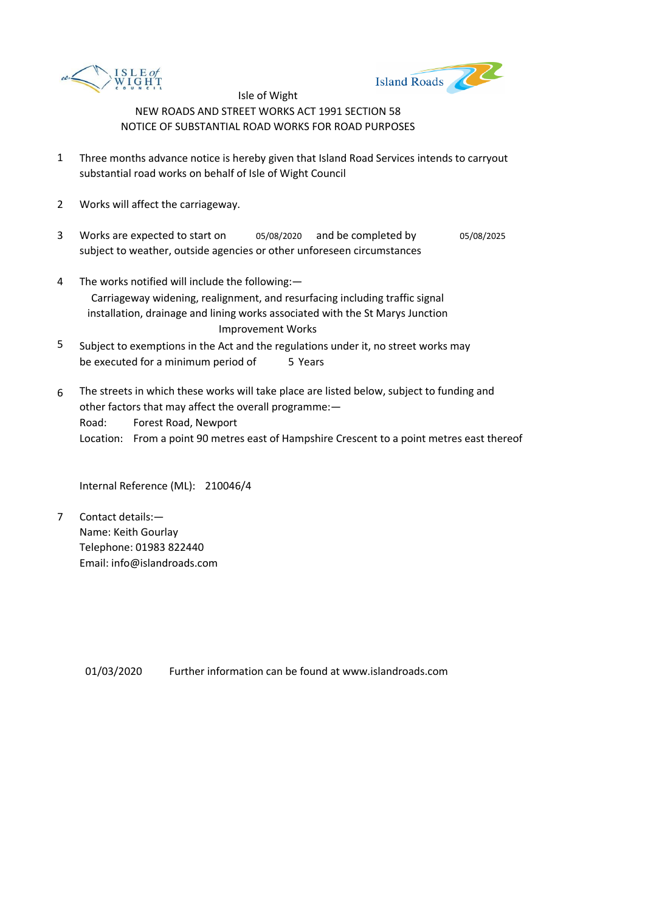Isle of Wight

NEW ROADS AND STREET WORKS ACT 1991 SECTION 58

NOTICE OF SUBSTANTIAL ROAD WORKS FOR ROAD PURPOSES

1. Three months advance notice is hereby given that Island Road Services intends to carryout substantial road works on behalf of Isle of Wight Council

2. Works will affect the carriageway.

3. Works are expected to start on 05/08/2020 and be completed by 05/08/2025 subject to weather, outside agencies or other unforeseen circumstances

4. The works notified will include the following:—
   Carriageway widening, realignment, and resurfacing including traffic signal installation, drainage and lining works associated with the St Marys Junction Improvement Works

5. Subject to exemptions in the Act and the regulations under it, no street works may be executed for a minimum period of 5 Years

6. The streets in which these works will take place are listed below, subject to funding and other factors that may affect the overall programme:—
   Road: Forest Road, Newport
   Location: From a point 90 metres east of Hampshire Crescent to a point metres east thereof

   Internal Reference (ML): 210046/4

7. Contact details:—
   Name: Keith Gourlay
   Telephone: 01983 822440
   Email: info@islandroads.com

01/03/2020 Further information can be found at www.islandroads.com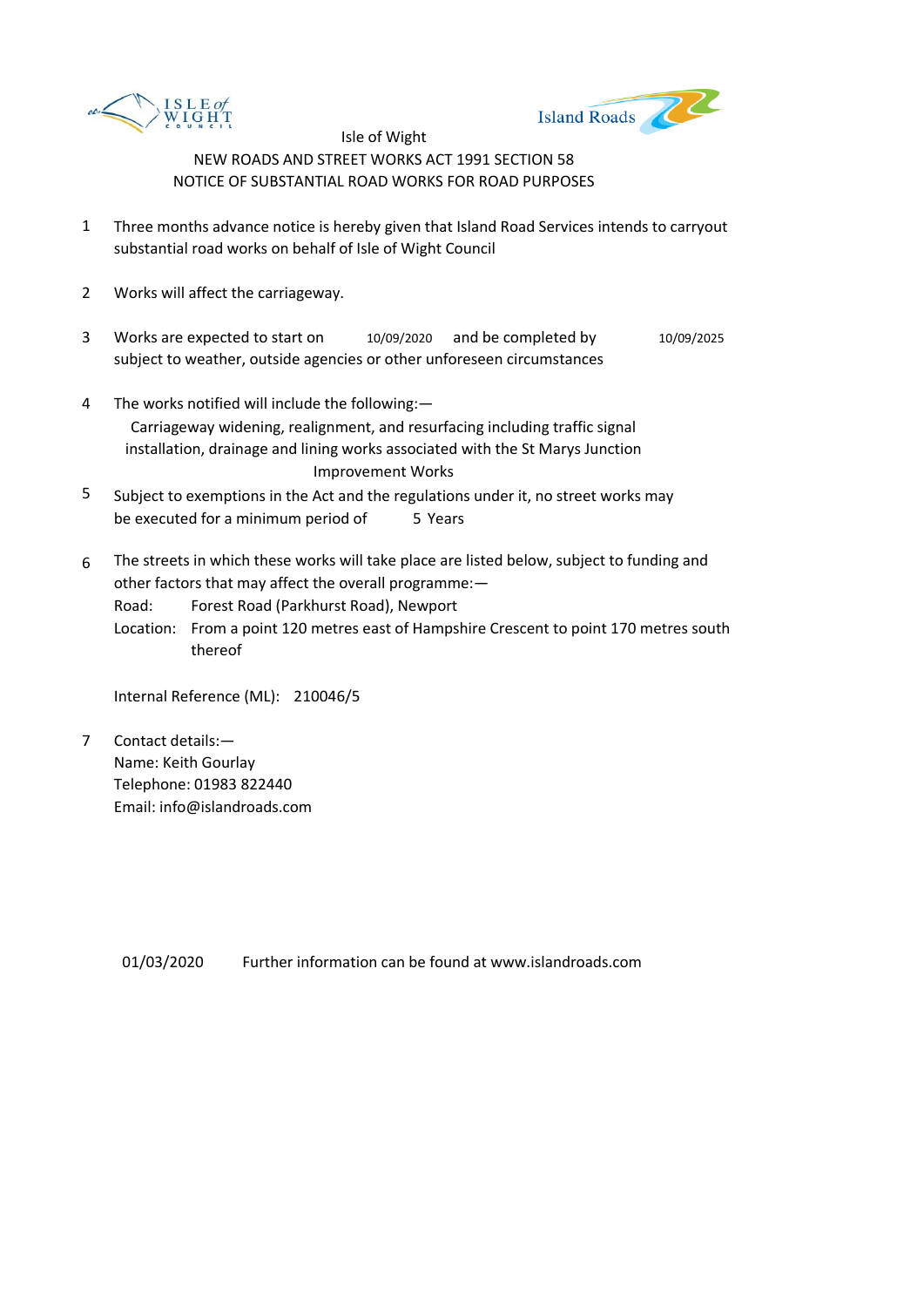Isle of Wight

NEW ROADS AND STREET WORKS ACT 1991 SECTION 58

NOTICE OF SUBSTANTIAL ROAD WORKS FOR ROAD PURPOSES

1. Three months advance notice is hereby given that Island Road Services intends to carryout substantial road works on behalf of Isle of Wight Council

2. Works will affect the carriageway.

3. Works are expected to start on 10/09/2020 and be completed by 10/09/2025 subject to weather, outside agencies or other unforeseen circumstances

4. The works notified will include the following:—
   Carriageway widening, realignment, and resurfacing including traffic signal installation, drainage and lining works associated with the St Marys Junction Improvement Works

5. Subject to exemptions in the Act and the regulations under it, no street works may be executed for a minimum period of 5 Years

6. The streets in which these works will take place are listed below, subject to funding and other factors that may affect the overall programme:—
   Road: Forest Road (Parkhurst Road), Newport
   Location: From a point 120 metres east of Hampshire Crescent to point 170 metres south thereof

   Internal Reference (ML): 210046/5

7. Contact details:—
   Name: Keith Gourlay
   Telephone: 01983 822440
   Email: info@islandroads.com

01/03/2020 Further information can be found at www.islandroads.com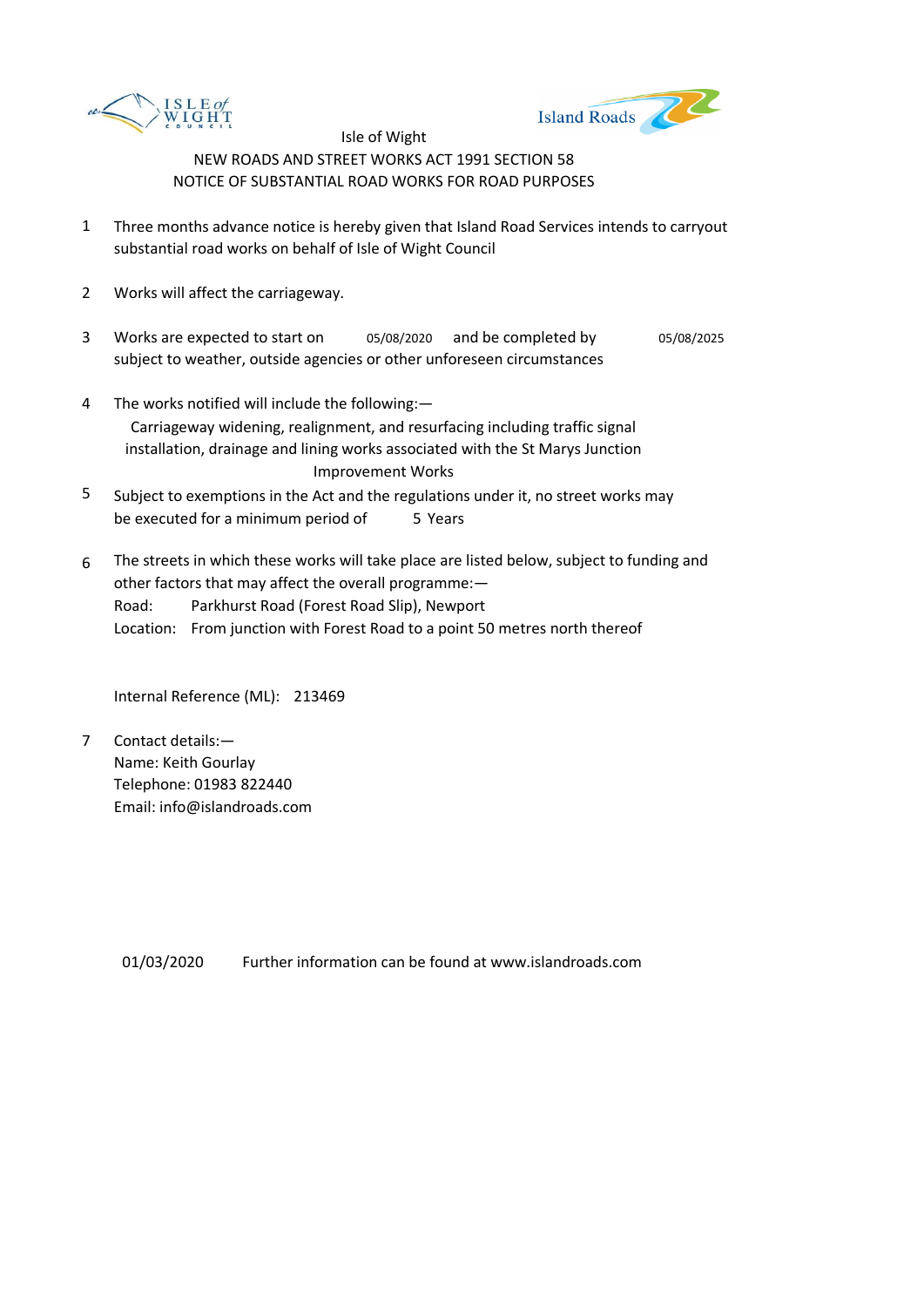Isle of Wight

NEW ROADS AND STREET WORKS ACT 1991 SECTION 58

NOTICE OF SUBSTANTIAL ROAD WORKS FOR ROAD PURPOSES

1. Three months advance notice is hereby given that Island Road Services intends to carryout substantial road works on behalf of Isle of Wight Council

2. Works will affect the carriageway.

3. Works are expected to start on 05/08/2020 and be completed by 05/08/2025 subject to weather, outside agencies or other unforeseen circumstances

4. The works notified will include the following:—

   Carriageway widening, realignment, and resurfacing including traffic signal installation, drainage and lining works associated with the St Marys Junction Improvement Works

5. Subject to exemptions in the Act and the regulations under it, no street works may be executed for a minimum period of 5 Years

6. The streets in which these works will take place are listed below, subject to funding and other factors that may affect the overall programme:—

   Road: Parkhurst Road (Forest Road Slip), Newport

   Location: From junction with Forest Road to a point 50 metres north thereof

   Internal Reference (ML): 213469

7. Contact details:—

   Name: Keith Gourlay

   Telephone: 01983 822440

   Email: info@islandroads.com

01/03/2020 Further information can be found at www.islandroads.com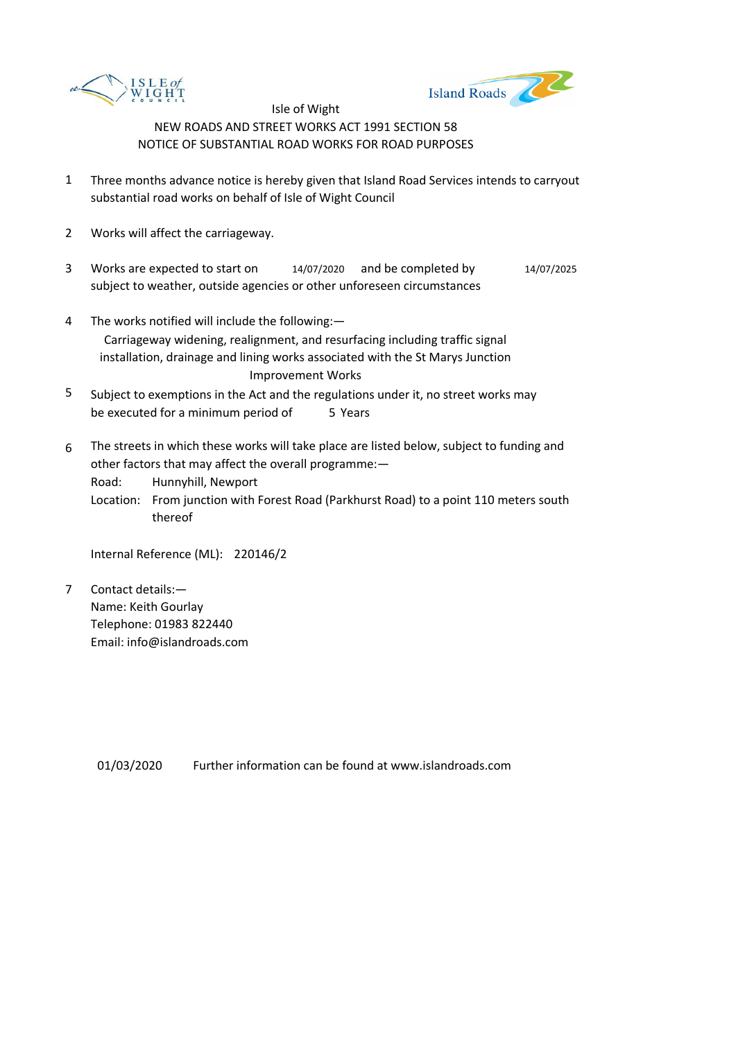Isle of Wight

NEW ROADS AND STREET WORKS ACT 1991 SECTION 58

NOTICE OF SUBSTANTIAL ROAD WORKS FOR ROAD PURPOSES

1. Three months advance notice is hereby given that Island Road Services intends to carryout substantial road works on behalf of Isle of Wight Council

2. Works will affect the carriageway.

3. Works are expected to start on 14/07/2020 and be completed by 14/07/2025 subject to weather, outside agencies or other unforeseen circumstances

4. The works notified will include the following:—

   Carriageway widening, realignment, and resurfacing including traffic signal installation, drainage and lining works associated with the St Marys Junction Improvement Works

5. Subject to exemptions in the Act and the regulations under it, no street works may be executed for a minimum period of 5 Years

6. The streets in which these works will take place are listed below, subject to funding and other factors that may affect the overall programme:—

   Road: Hunnyhill, Newport

   Location: From junction with Forest Road (Parkhurst Road) to a point 110 meters south thereof

   Internal Reference (ML): 220146/2

7. Contact details:—

   Name: Keith Gourlay

   Telephone: 01983 822440

   Email: info@islandroads.com

01/03/2020 Further information can be found at www.islandroads.com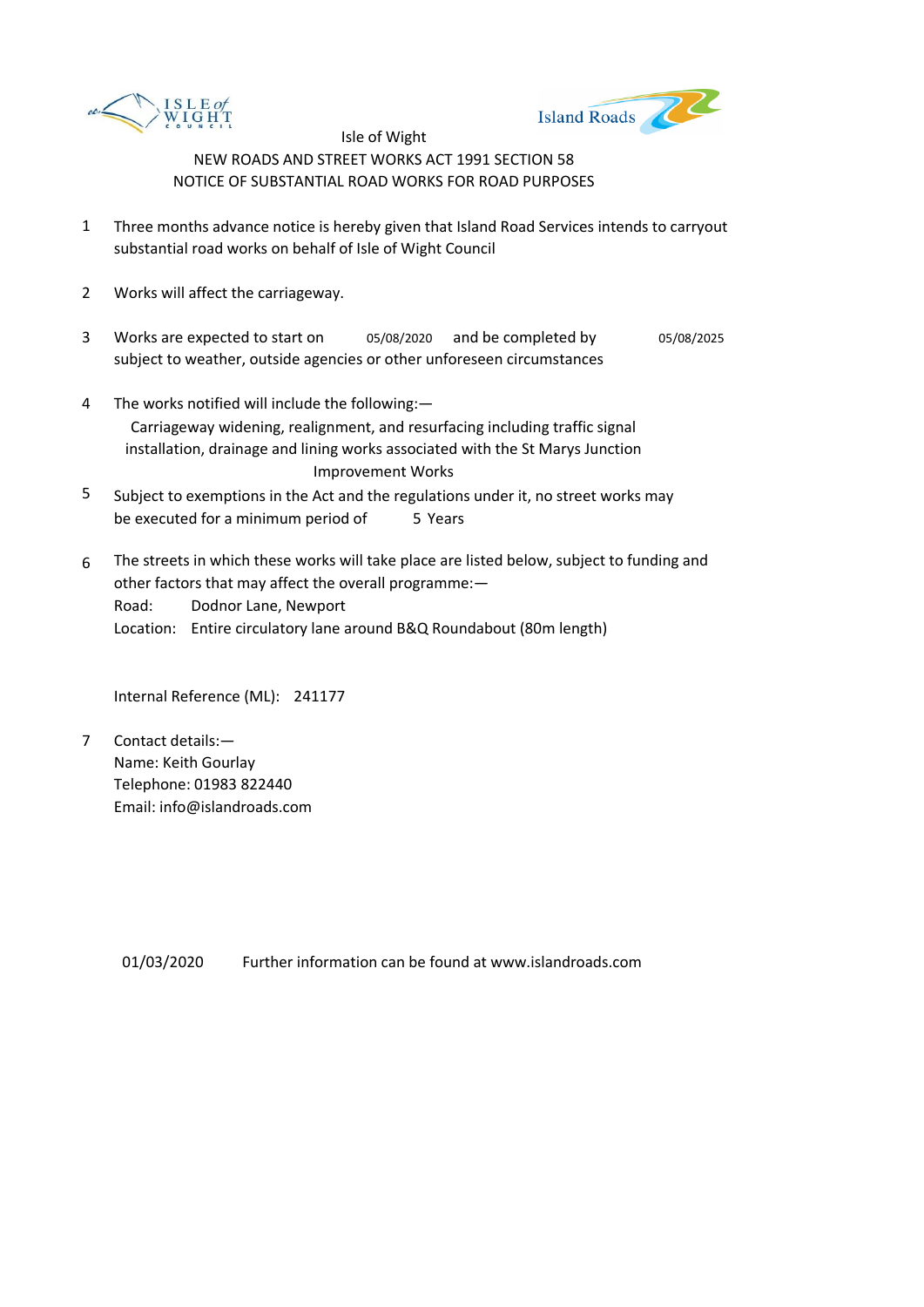Isle of Wight

NEW ROADS AND STREET WORKS ACT 1991 SECTION 58

NOTICE OF SUBSTANTIAL ROAD WORKS FOR ROAD PURPOSES

1. Three months advance notice is hereby given that Island Road Services intends to carryout substantial road works on behalf of Isle of Wight Council

2. Works will affect the carriageway.

3. Works are expected to start on 05/08/2020 and be completed by 05/08/2025 subject to weather, outside agencies or other unforeseen circumstances

4. The works notified will include the following:—
   Carriageway widening, realignment, and resurfacing including traffic signal installation, drainage and lining works associated with the St Marys Junction Improvement Works

5. Subject to exemptions in the Act and the regulations under it, no street works may be executed for a minimum period of 5 Years

6. The streets in which these works will take place are listed below, subject to funding and other factors that may affect the overall programme:—
   Road: Dodnor Lane, Newport
   Location: Entire circulatory lane around B&Q Roundabout (80m length)

   Internal Reference (ML): 241177

7. Contact details:—
   Name: Keith Gourlay
   Telephone: 01983 822440
   Email: info@islandroads.com

01/03/2020 Further information can be found at www.islandroads.com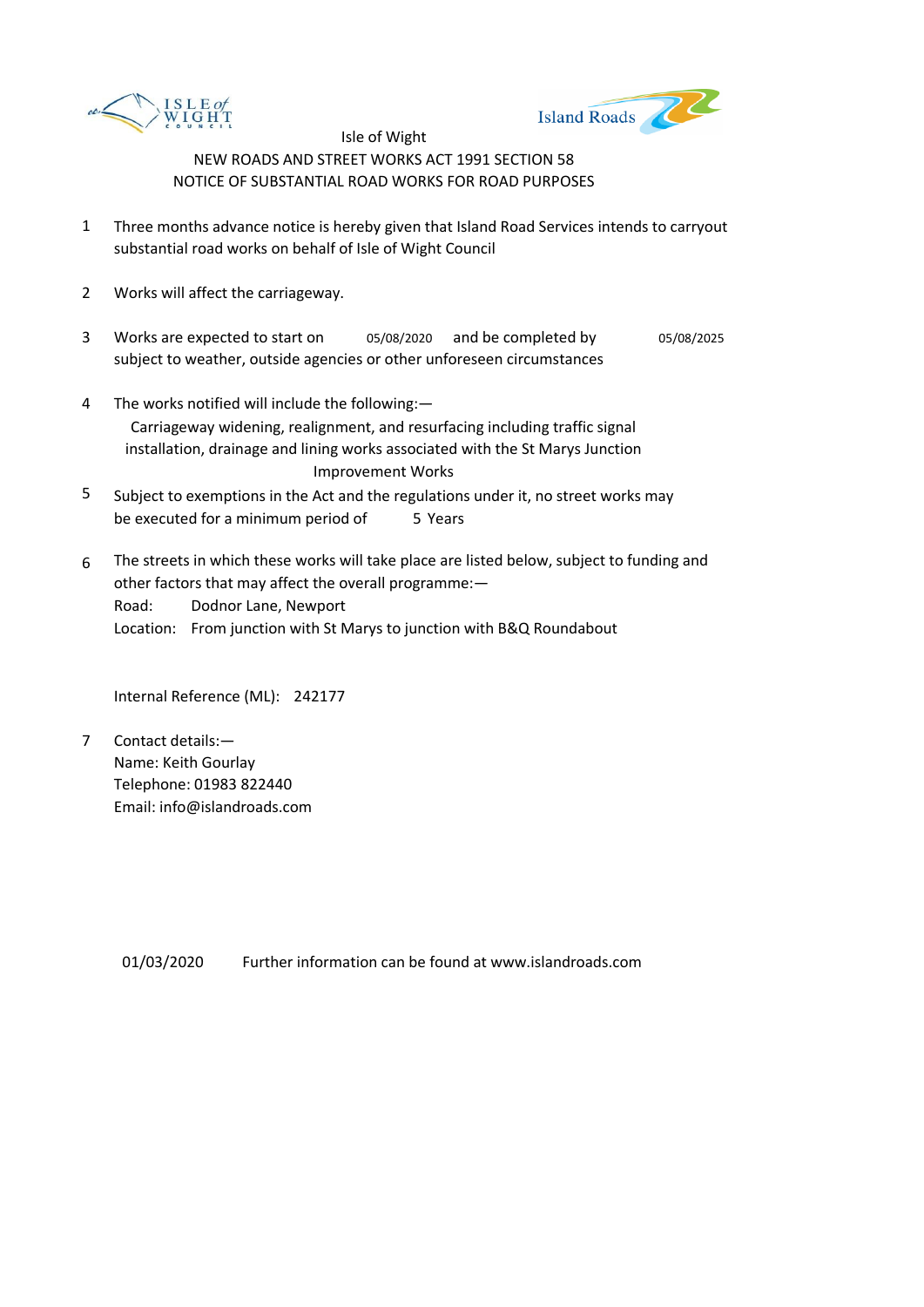Isle of Wight

NEW ROADS AND STREET WORKS ACT 1991 SECTION 58

NOTICE OF SUBSTANTIAL ROAD WORKS FOR ROAD PURPOSES

1. Three months advance notice is hereby given that Island Road Services intends to carryout substantial road works on behalf of Isle of Wight Council

2. Works will affect the carriageway.

3. Works are expected to start on 05/08/2020 and be completed by 05/08/2025 subject to weather, outside agencies or other unforeseen circumstances

4. The works notified will include the following:—

   Carriageway widening, realignment, and resurfacing including traffic signal installation, drainage and lining works associated with the St Marys Junction Improvement Works

5. Subject to exemptions in the Act and the regulations under it, no street works may be executed for a minimum period of 5 Years

6. The streets in which these works will take place are listed below, subject to funding and other factors that may affect the overall programme:—

   Road: Dodnor Lane, Newport

   Location: From junction with St Marys to junction with B&Q Roundabout

   Internal Reference (ML): 242177

7. Contact details:—

   Name: Keith Gourlay

   Telephone: 01983 822440

   Email: info@islandroads.com

01/03/2020 Further information can be found at www.islandroads.com